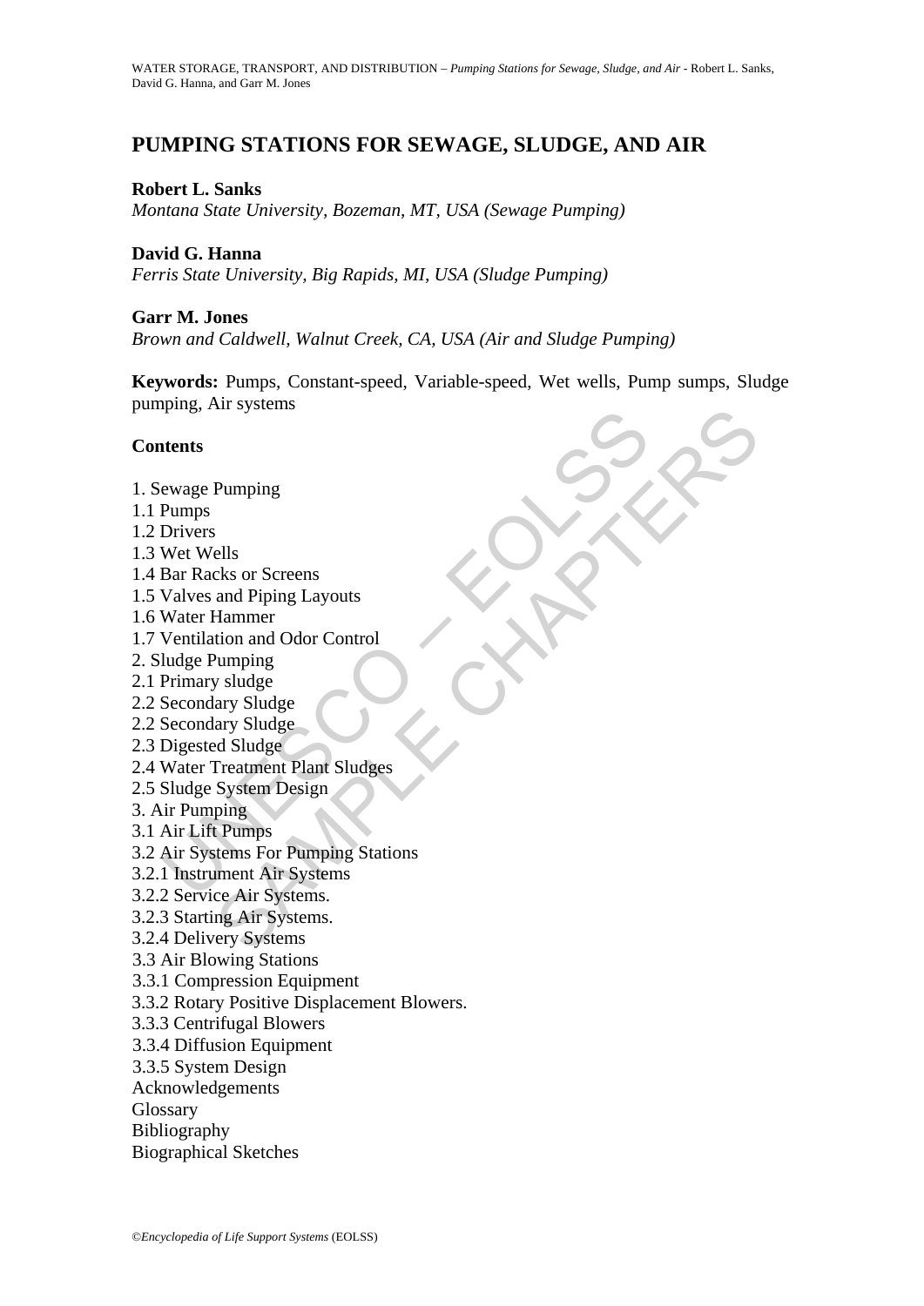# PUMPING STATIONS FOR SEWAGE, SLUDGE, AND AIR

**Robert L. Sanks**

*Montana State University, Bozeman, MT, USA (Sewage Pumping)*

**David G. Hanna**

*Ferris State University, Big Rapids, MI, USA (Sludge Pumping)*

**Garr M. Jones**

*Brown and Caldwell, Walnut Creek, CA, USA (Air and Sludge Pumping)*

**Keywords:** Pumps, Constant-speed, Variable-speed, Wet wells, Pump sumps, Sludge pumping, Air systems

## Contents

1. Sewage Pumping
1.1 Pumps
1.2 Drivers
1.3 Wet Wells
1.4 Bar Racks or Screens
1.5 Valves and Piping Layouts
1.6 Water Hammer
1.7 Ventilation and Odor Control
2. Sludge Pumping
2.1 Primary sludge
2.2 Secondary Sludge
2.2 Secondary Sludge
2.3 Digested Sludge
2.4 Water Treatment Plant Sludges
2.5 Sludge System Design
3. Air Pumping
3.1 Air Lift Pumps
3.2 Air Systems For Pumping Stations
3.2.1 Instrument Air Systems
3.2.2 Service Air Systems.
3.2.3 Starting Air Systems.
3.2.4 Delivery Systems
3.3 Air Blowing Stations
3.3.1 Compression Equipment
3.3.2 Rotary Positive Displacement Blowers.
3.3.3 Centrifugal Blowers
3.3.4 Diffusion Equipment
3.3.5 System Design
Acknowledgements
Glossary
Bibliography
Biographical Sketches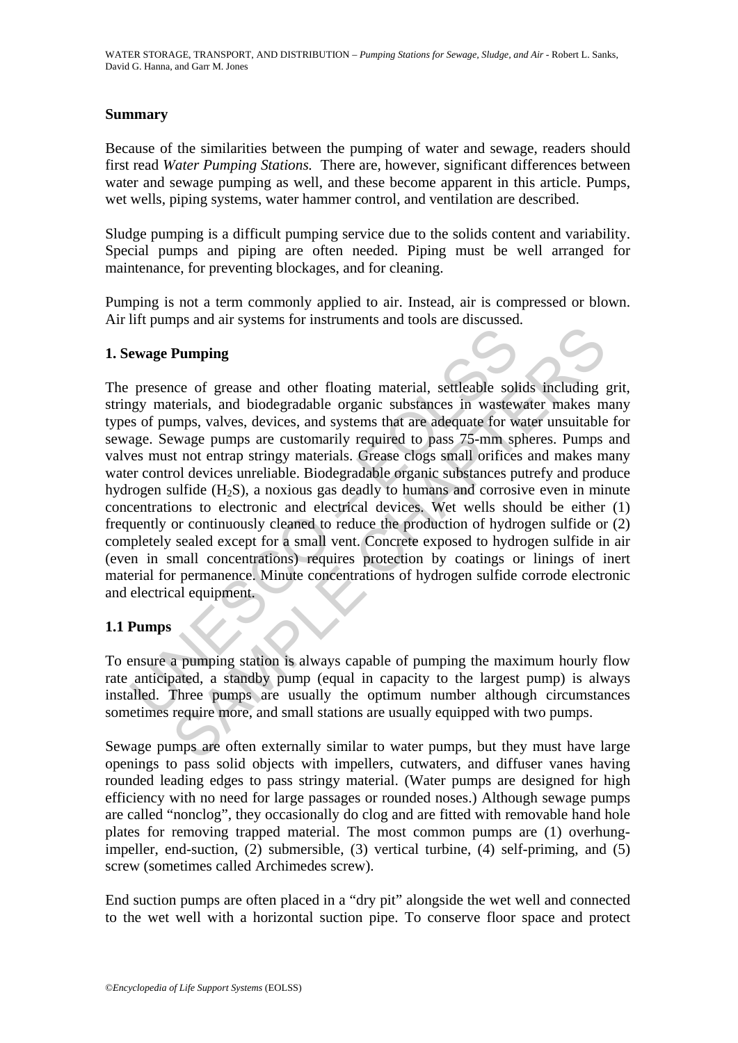## Summary

Because of the similarities between the pumping of water and sewage, readers should first read *Water Pumping Stations.* There are, however, significant differences between water and sewage pumping as well, and these become apparent in this article. Pumps, wet wells, piping systems, water hammer control, and ventilation are described.

Sludge pumping is a difficult pumping service due to the solids content and variability. Special pumps and piping are often needed. Piping must be well arranged for maintenance, for preventing blockages, and for cleaning.

Pumping is not a term commonly applied to air. Instead, air is compressed or blown. Air lift pumps and air systems for instruments and tools are discussed.

## 1. Sewage Pumping

The presence of grease and other floating material, settleable solids including grit, stringy materials, and biodegradable organic substances in wastewater makes many types of pumps, valves, devices, and systems that are adequate for water unsuitable for sewage. Sewage pumps are customarily required to pass 75-mm spheres. Pumps and valves must not entrap stringy materials. Grease clogs small orifices and makes many water control devices unreliable. Biodegradable organic substances putrefy and produce hydrogen sulfide ($H_2S$), a noxious gas deadly to humans and corrosive even in minute concentrations to electronic and electrical devices. Wet wells should be either (1) frequently or continuously cleaned to reduce the production of hydrogen sulfide or (2) completely sealed except for a small vent. Concrete exposed to hydrogen sulfide in air (even in small concentrations) requires protection by coatings or linings of inert material for permanence. Minute concentrations of hydrogen sulfide corrode electronic and electrical equipment.

### 1.1 Pumps

To ensure a pumping station is always capable of pumping the maximum hourly flow rate anticipated, a standby pump (equal in capacity to the largest pump) is always installed. Three pumps are usually the optimum number although circumstances sometimes require more, and small stations are usually equipped with two pumps.

Sewage pumps are often externally similar to water pumps, but they must have large openings to pass solid objects with impellers, cutwaters, and diffuser vanes having rounded leading edges to pass stringy material. (Water pumps are designed for high efficiency with no need for large passages or rounded noses.) Although sewage pumps are called "nonclog", they occasionally do clog and are fitted with removable hand hole plates for removing trapped material. The most common pumps are (1) overhung-impeller, end-suction, (2) submersible, (3) vertical turbine, (4) self-priming, and (5) screw (sometimes called Archimedes screw).

End suction pumps are often placed in a "dry pit" alongside the wet well and connected to the wet well with a horizontal suction pipe. To conserve floor space and protect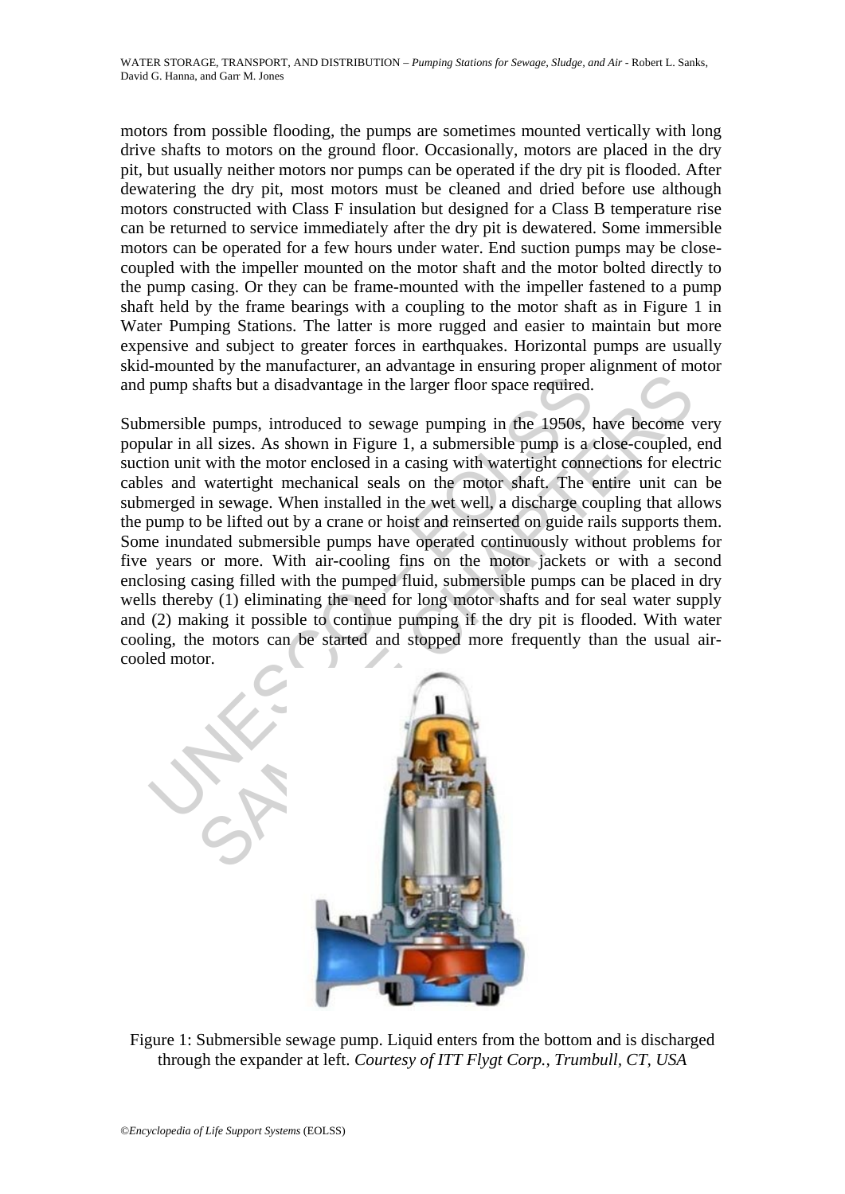motors from possible flooding, the pumps are sometimes mounted vertically with long drive shafts to motors on the ground floor. Occasionally, motors are placed in the dry pit, but usually neither motors nor pumps can be operated if the dry pit is flooded. After dewatering the dry pit, most motors must be cleaned and dried before use although motors constructed with Class F insulation but designed for a Class B temperature rise can be returned to service immediately after the dry pit is dewatered. Some immersible motors can be operated for a few hours under water. End suction pumps may be close-coupled with the impeller mounted on the motor shaft and the motor bolted directly to the pump casing. Or they can be frame-mounted with the impeller fastened to a pump shaft held by the frame bearings with a coupling to the motor shaft as in Figure 1 in Water Pumping Stations. The latter is more rugged and easier to maintain but more expensive and subject to greater forces in earthquakes. Horizontal pumps are usually skid-mounted by the manufacturer, an advantage in ensuring proper alignment of motor and pump shafts but a disadvantage in the larger floor space required.

Submersible pumps, introduced to sewage pumping in the 1950s, have become very popular in all sizes. As shown in Figure 1, a submersible pump is a close-coupled, end suction unit with the motor enclosed in a casing with watertight connections for electric cables and watertight mechanical seals on the motor shaft. The entire unit can be submerged in sewage. When installed in the wet well, a discharge coupling that allows the pump to be lifted out by a crane or hoist and reinserted on guide rails supports them. Some inundated submersible pumps have operated continuously without problems for five years or more. With air-cooling fins on the motor jackets or with a second enclosing casing filled with the pumped fluid, submersible pumps can be placed in dry wells thereby (1) eliminating the need for long motor shafts and for seal water supply and (2) making it possible to continue pumping if the dry pit is flooded. With water cooling, the motors can be started and stopped more frequently than the usual air-cooled motor.

Figure 1: Submersible sewage pump. Liquid enters from the bottom and is discharged through the expander at left. *Courtesy of ITT Flygt Corp., Trumbull, CT, USA*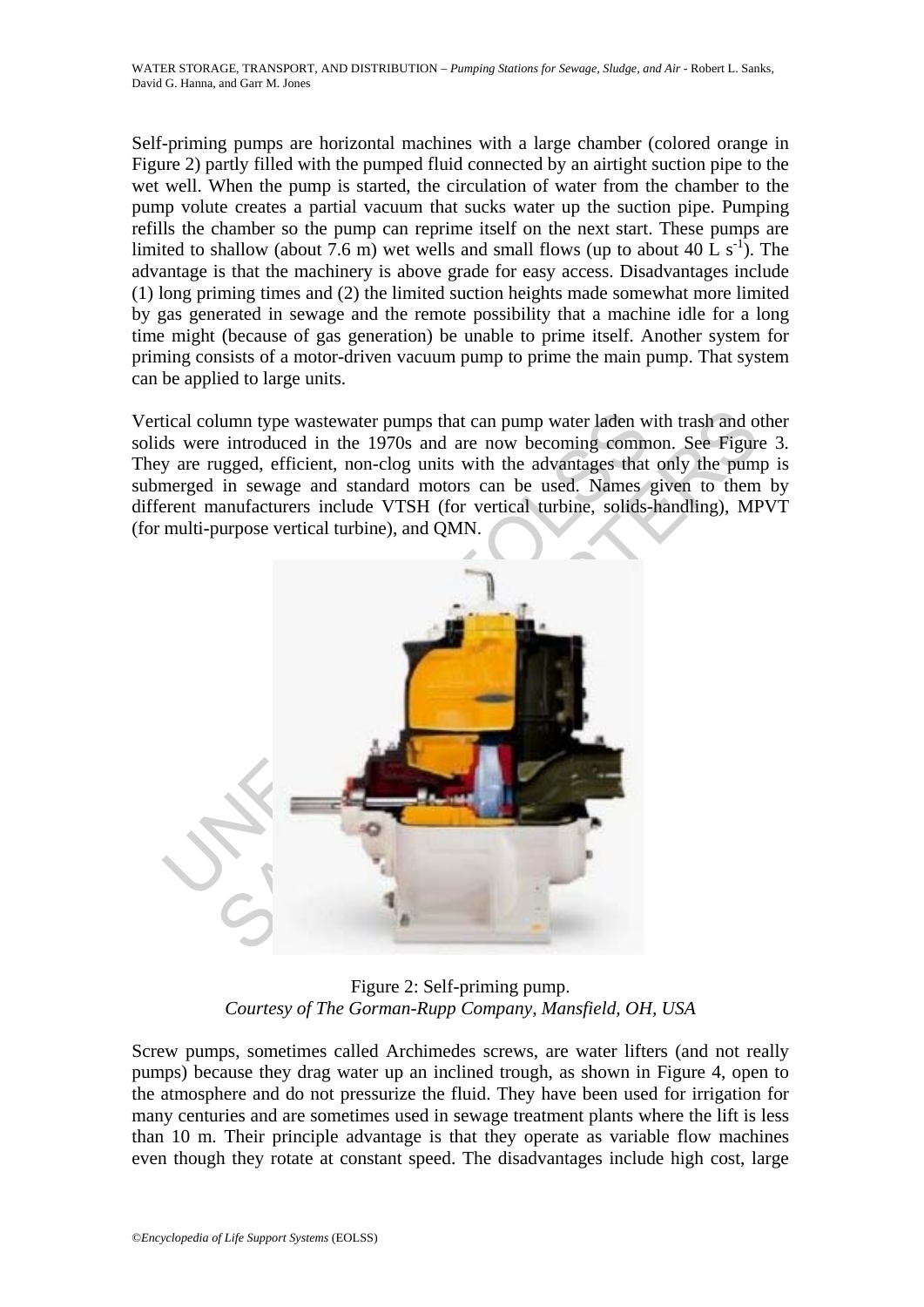Self-priming pumps are horizontal machines with a large chamber (colored orange in Figure 2) partly filled with the pumped fluid connected by an airtight suction pipe to the wet well. When the pump is started, the circulation of water from the chamber to the pump volute creates a partial vacuum that sucks water up the suction pipe. Pumping refills the chamber so the pump can reprime itself on the next start. These pumps are limited to shallow (about 7.6 m) wet wells and small flows (up to about 40 L $s^{-1}$). The advantage is that the machinery is above grade for easy access. Disadvantages include (1) long priming times and (2) the limited suction heights made somewhat more limited by gas generated in sewage and the remote possibility that a machine idle for a long time might (because of gas generation) be unable to prime itself. Another system for priming consists of a motor-driven vacuum pump to prime the main pump. That system can be applied to large units.

Vertical column type wastewater pumps that can pump water laden with trash and other solids were introduced in the 1970s and are now becoming common. See Figure 3. They are rugged, efficient, non-clog units with the advantages that only the pump is submerged in sewage and standard motors can be used. Names given to them by different manufacturers include VTSH (for vertical turbine, solids-handling), MPVT (for multi-purpose vertical turbine), and QMN.

Figure 2: Self-priming pump.
*Courtesy of The Gorman-Rupp Company, Mansfield, OH, USA*

Screw pumps, sometimes called Archimedes screws, are water lifters (and not really pumps) because they drag water up an inclined trough, as shown in Figure 4, open to the atmosphere and do not pressurize the fluid. They have been used for irrigation for many centuries and are sometimes used in sewage treatment plants where the lift is less than 10 m. Their principle advantage is that they operate as variable flow machines even though they rotate at constant speed. The disadvantages include high cost, large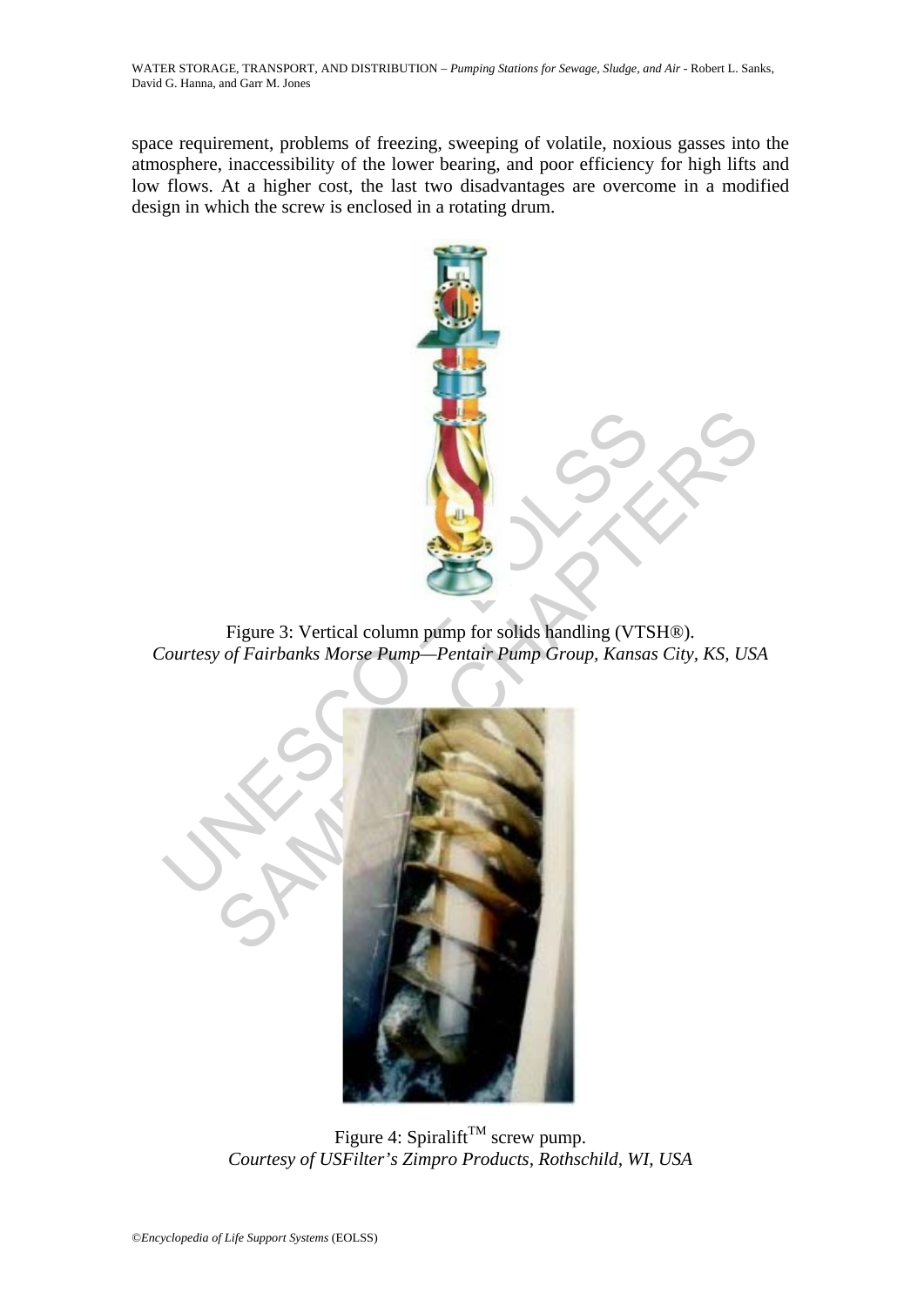space requirement, problems of freezing, sweeping of volatile, noxious gasses into the atmosphere, inaccessibility of the lower bearing, and poor efficiency for high lifts and low flows. At a higher cost, the last two disadvantages are overcome in a modified design in which the screw is enclosed in a rotating drum.

Figure 3: Vertical column pump for solids handling (VTSH®).
*Courtesy of Fairbanks Morse Pump—Pentair Pump Group, Kansas City, KS, USA*

Figure 4: Spiralift™ screw pump.
*Courtesy of USFilter's Zimpro Products, Rothschild, WI, USA*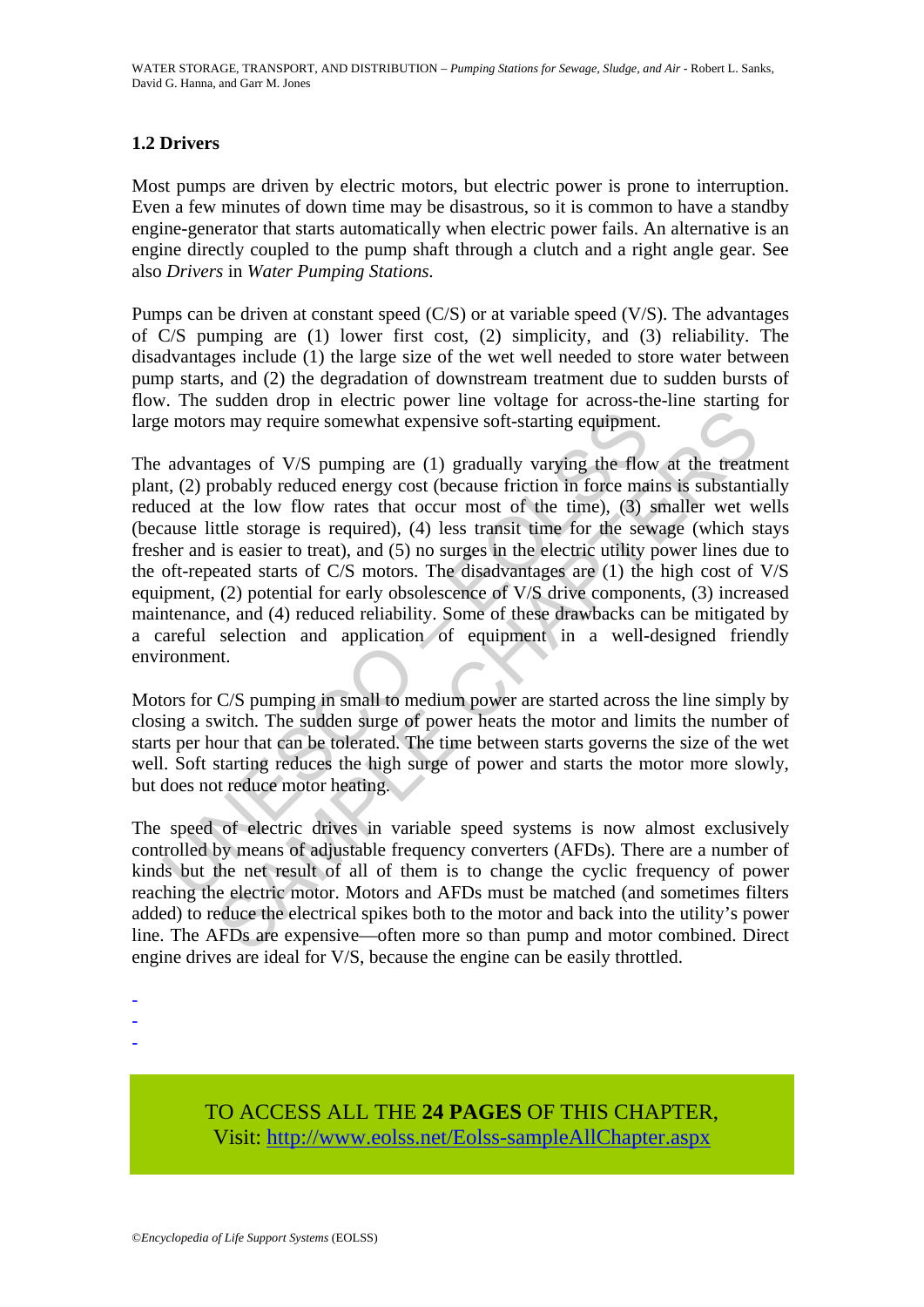### 1.2 Drivers

Most pumps are driven by electric motors, but electric power is prone to interruption. Even a few minutes of down time may be disastrous, so it is common to have a standby engine-generator that starts automatically when electric power fails. An alternative is an engine directly coupled to the pump shaft through a clutch and a right angle gear. See also *Drivers* in *Water Pumping Stations.*

Pumps can be driven at constant speed (C/S) or at variable speed (V/S). The advantages of C/S pumping are (1) lower first cost, (2) simplicity, and (3) reliability. The disadvantages include (1) the large size of the wet well needed to store water between pump starts, and (2) the degradation of downstream treatment due to sudden bursts of flow. The sudden drop in electric power line voltage for across-the-line starting for large motors may require somewhat expensive soft-starting equipment.

The advantages of V/S pumping are (1) gradually varying the flow at the treatment plant, (2) probably reduced energy cost (because friction in force mains is substantially reduced at the low flow rates that occur most of the time), (3) smaller wet wells (because little storage is required), (4) less transit time for the sewage (which stays fresher and is easier to treat), and (5) no surges in the electric utility power lines due to the oft-repeated starts of C/S motors. The disadvantages are (1) the high cost of V/S equipment, (2) potential for early obsolescence of V/S drive components, (3) increased maintenance, and (4) reduced reliability. Some of these drawbacks can be mitigated by a careful selection and application of equipment in a well-designed friendly environment.

Motors for C/S pumping in small to medium power are started across the line simply by closing a switch. The sudden surge of power heats the motor and limits the number of starts per hour that can be tolerated. The time between starts governs the size of the wet well. Soft starting reduces the high surge of power and starts the motor more slowly, but does not reduce motor heating.

The speed of electric drives in variable speed systems is now almost exclusively controlled by means of adjustable frequency converters (AFDs). There are a number of kinds but the net result of all of them is to change the cyclic frequency of power reaching the electric motor. Motors and AFDs must be matched (and sometimes filters added) to reduce the electrical spikes both to the motor and back into the utility's power line. The AFDs are expensive—often more so than pump and motor combined. Direct engine drives are ideal for V/S, because the engine can be easily throttled.

-
-
-

TO ACCESS ALL THE **24 PAGES** OF THIS CHAPTER,
Visit: http://www.eolss.net/Eolss-sampleAllChapter.aspx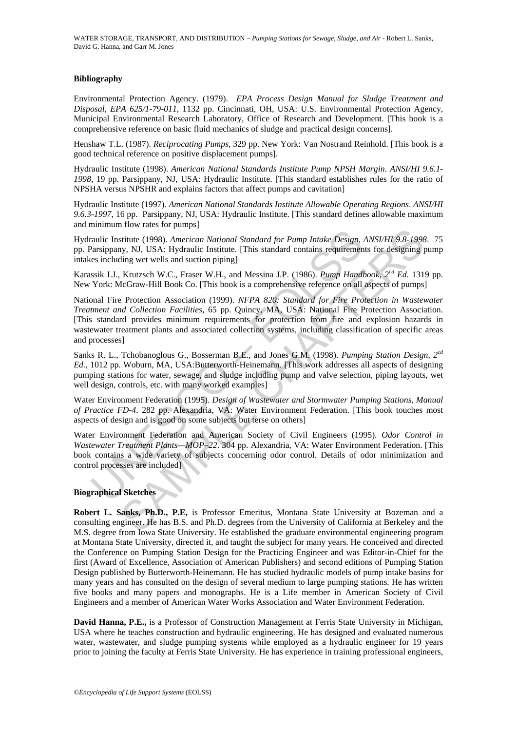## Bibliography

Environmental Protection Agency. (1979). *EPA Process Design Manual for Sludge Treatment and Disposal, EPA 625/1-79-011*, 1132 pp. Cincinnati, OH, USA: U.S. Environmental Protection Agency, Municipal Environmental Research Laboratory, Office of Research and Development. [This book is a comprehensive reference on basic fluid mechanics of sludge and practical design concerns].

Henshaw T.L. (1987). *Reciprocating Pumps*, 329 pp. New York: Van Nostrand Reinhold. [This book is a good technical reference on positive displacement pumps].

Hydraulic Institute (1998). *American National Standards Institute Pump NPSH Margin*. *ANSI/HI 9.6.1-1998*, 19 pp. Parsippany, NJ, USA: Hydraulic Institute. [This standard establishes rules for the ratio of NPSHA versus NPSHR and explains factors that affect pumps and cavitation]

Hydraulic Institute (1997). *American National Standards Institute Allowable Operating Regions*. *ANSI/HI 9.6.3-1997*, 16 pp. Parsippany, NJ, USA: Hydraulic Institute. [This standard defines allowable maximum and minimum flow rates for pumps]

Hydraulic Institute (1998). *American National Standard for Pump Intake Design, ANSI/HI 9.8-1998*. 75 pp. Parsippany, NJ, USA: Hydraulic Institute. [This standard contains requirements for designing pump intakes including wet wells and suction piping]

Karassik I.J., Krutzsch W.C., Fraser W.H., and Messina J.P. (1986). *Pump Handbook, 2[cd] Ed.* 1319 pp. New York: McGraw-Hill Book Co. [This book is a comprehensive reference on all aspects of pumps]

National Fire Protection Association (1999). *NFPA 820: Standard for Fire Protection in Wastewater Treatment and Collection Facilities*, 65 pp. Quincy, MA, USA: National Fire Protection Association. [This standard provides minimum requirements for protection from fire and explosion hazards in wastewater treatment plants and associated collection systems, including classification of specific areas and processes]

Sanks R. L., Tchobanoglous G., Bosserman B.E., and Jones G.M. (1998). *Pumping Station Design, 2[cd] Ed.*, 1012 pp. Woburn, MA, USA:Butterworth-Heinemann. [This work addresses all aspects of designing pumping stations for water, sewage, and sludge including pump and valve selection, piping layouts, wet well design, controls, etc. with many worked examples]

Water Environment Federation (1995). *Design of Wastewater and Stormwater Pumping Stations, Manual of Practice FD-4*. 282 pp. Alexandria, VA: Water Environment Federation. [This book touches most aspects of design and is good on some subjects but terse on others]

Water Environment Federation and American Society of Civil Engineers (1995). *Odor Control in Wastewater Treatment Plants—MOP–22*. 304 pp. Alexandria, VA: Water Environment Federation. [This book contains a wide variety of subjects concerning odor control. Details of odor minimization and control processes are included]

## Biographical Sketches

**Robert L. Sanks, Ph.D., P.E,** is Professor Emeritus, Montana State University at Bozeman and a consulting engineer. He has B.S. and Ph.D. degrees from the University of California at Berkeley and the M.S. degree from Iowa State University. He established the graduate environmental engineering program at Montana State University, directed it, and taught the subject for many years. He conceived and directed the Conference on Pumping Station Design for the Practicing Engineer and was Editor-in-Chief for the first (Award of Excellence, Association of American Publishers) and second editions of Pumping Station Design published by Butterworth-Heinemann. He has studied hydraulic models of pump intake basins for many years and has consulted on the design of several medium to large pumping stations. He has written five books and many papers and monographs. He is a Life member in American Society of Civil Engineers and a member of American Water Works Association and Water Environment Federation.

**David Hanna, P.E.,** is a Professor of Construction Management at Ferris State University in Michigan, USA where he teaches construction and hydraulic engineering. He has designed and evaluated numerous water, wastewater, and sludge pumping systems while employed as a hydraulic engineer for 19 years prior to joining the faculty at Ferris State University. He has experience in training professional engineers,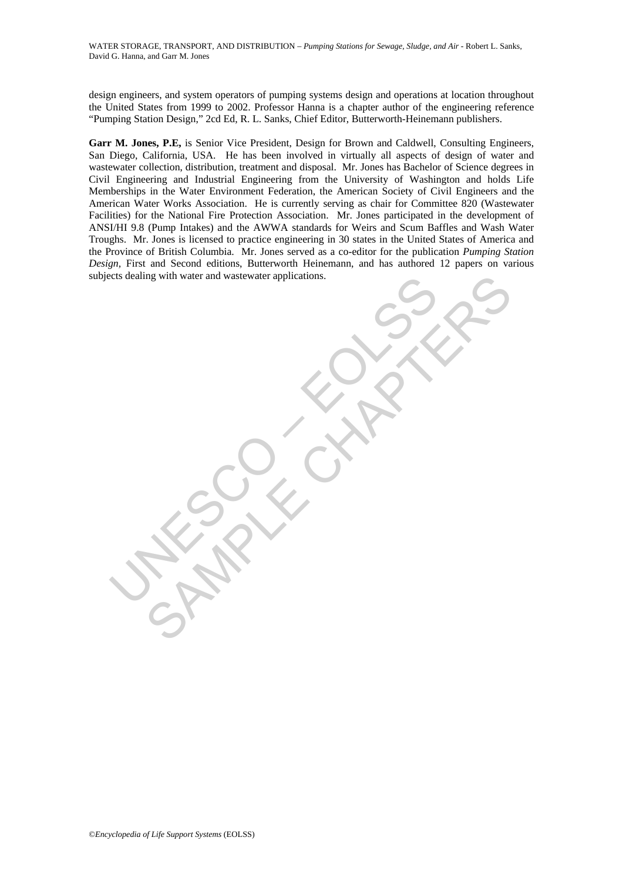design engineers, and system operators of pumping systems design and operations at location throughout the United States from 1999 to 2002. Professor Hanna is a chapter author of the engineering reference "Pumping Station Design," 2cd Ed, R. L. Sanks, Chief Editor, Butterworth-Heinemann publishers.

**Garr M. Jones, P.E,** is Senior Vice President, Design for Brown and Caldwell, Consulting Engineers, San Diego, California, USA. He has been involved in virtually all aspects of design of water and wastewater collection, distribution, treatment and disposal. Mr. Jones has Bachelor of Science degrees in Civil Engineering and Industrial Engineering from the University of Washington and holds Life Memberships in the Water Environment Federation, the American Society of Civil Engineers and the American Water Works Association. He is currently serving as chair for Committee 820 (Wastewater Facilities) for the National Fire Protection Association. Mr. Jones participated in the development of ANSI/HI 9.8 (Pump Intakes) and the AWWA standards for Weirs and Scum Baffles and Wash Water Troughs. Mr. Jones is licensed to practice engineering in 30 states in the United States of America and the Province of British Columbia. Mr. Jones served as a co-editor for the publication *Pumping Station Design,* First and Second editions, Butterworth Heinemann, and has authored 12 papers on various subjects dealing with water and wastewater applications.